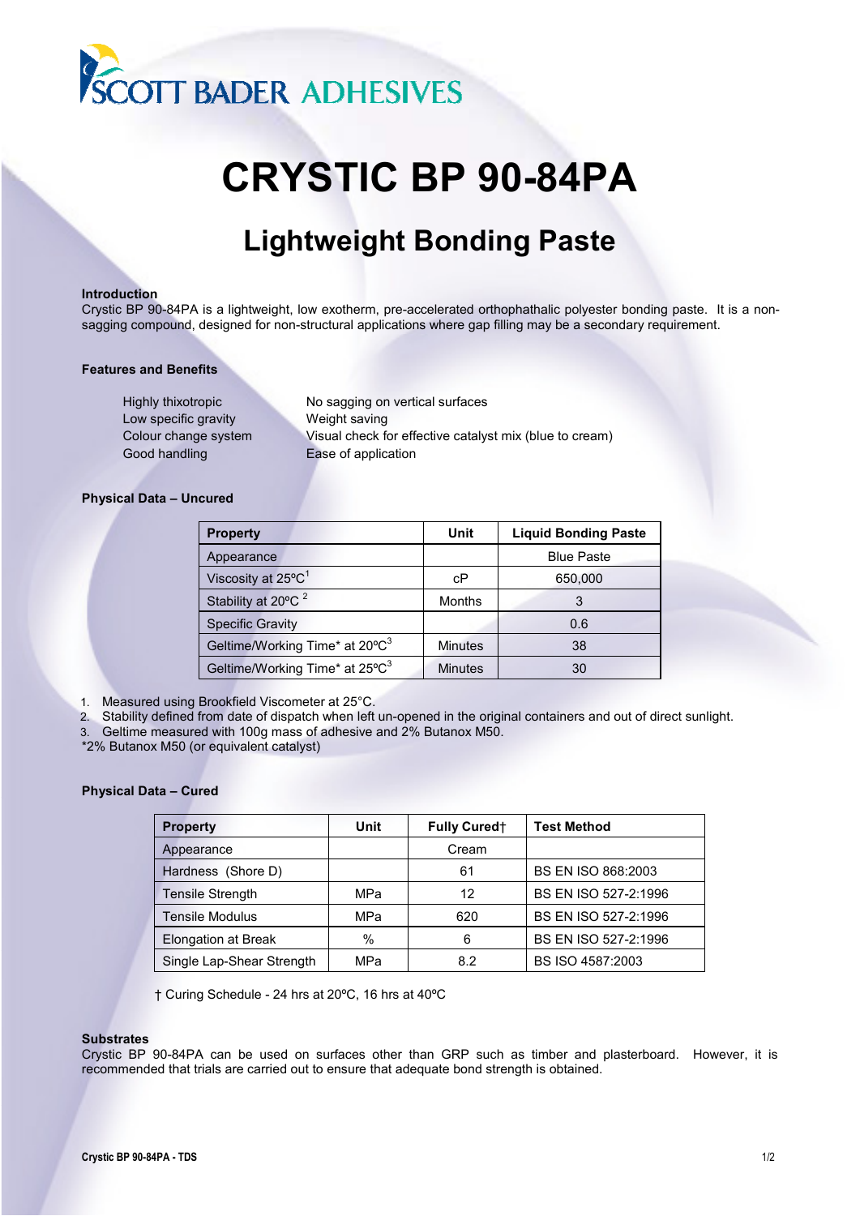SCOTT BADER ADHESIVES

# CRYSTIC BP 90-84PA

## Lightweight Bonding Paste

### Introduction

Crystic BP 90-84PA is a lightweight, low exotherm, pre-accelerated orthophathalic polyester bonding paste. It is a non-sagging compound, designed for non-structural applications where gap filling may be a secondary requirement.

### Features and Benefits

| | |
|---|---|
| Highly thixotropic | No sagging on vertical surfaces |
| Low specific gravity | Weight saving |
| Colour change system | Visual check for effective catalyst mix (blue to cream) |
| Good handling | Ease of application |

### Physical Data – Uncured

| Property | Unit | Liquid Bonding Paste |
|---|---|---|
| Appearance | | Blue Paste |
| Viscosity at 25ºC[1] | cP | 650,000 |
| Stability at 20ºC [2] | Months | 3 |
| Specific Gravity | | 0.6 |
| Geltime/Working Time* at 20ºC[3] | Minutes | 38 |
| Geltime/Working Time* at 25ºC[3] | Minutes | 30 |

1. Measured using Brookfield Viscometer at 25°C.
2. Stability defined from date of dispatch when left un-opened in the original containers and out of direct sunlight.
3. Geltime measured with 100g mass of adhesive and 2% Butanox M50.

*2% Butanox M50 (or equivalent catalyst)

### Physical Data – Cured

| Property | Unit | Fully Cured† | Test Method |
|---|---|---|---|
| Appearance | | Cream | |
| Hardness (Shore D) | | 61 | BS EN ISO 868:2003 |
| Tensile Strength | MPa | 12 | BS EN ISO 527-2:1996 |
| Tensile Modulus | MPa | 620 | BS EN ISO 527-2:1996 |
| Elongation at Break | % | 6 | BS EN ISO 527-2:1996 |
| Single Lap-Shear Strength | MPa | 8.2 | BS ISO 4587:2003 |

† Curing Schedule - 24 hrs at 20ºC, 16 hrs at 40ºC

### Substrates

Crystic BP 90-84PA can be used on surfaces other than GRP such as timber and plasterboard. However, it is recommended that trials are carried out to ensure that adequate bond strength is obtained.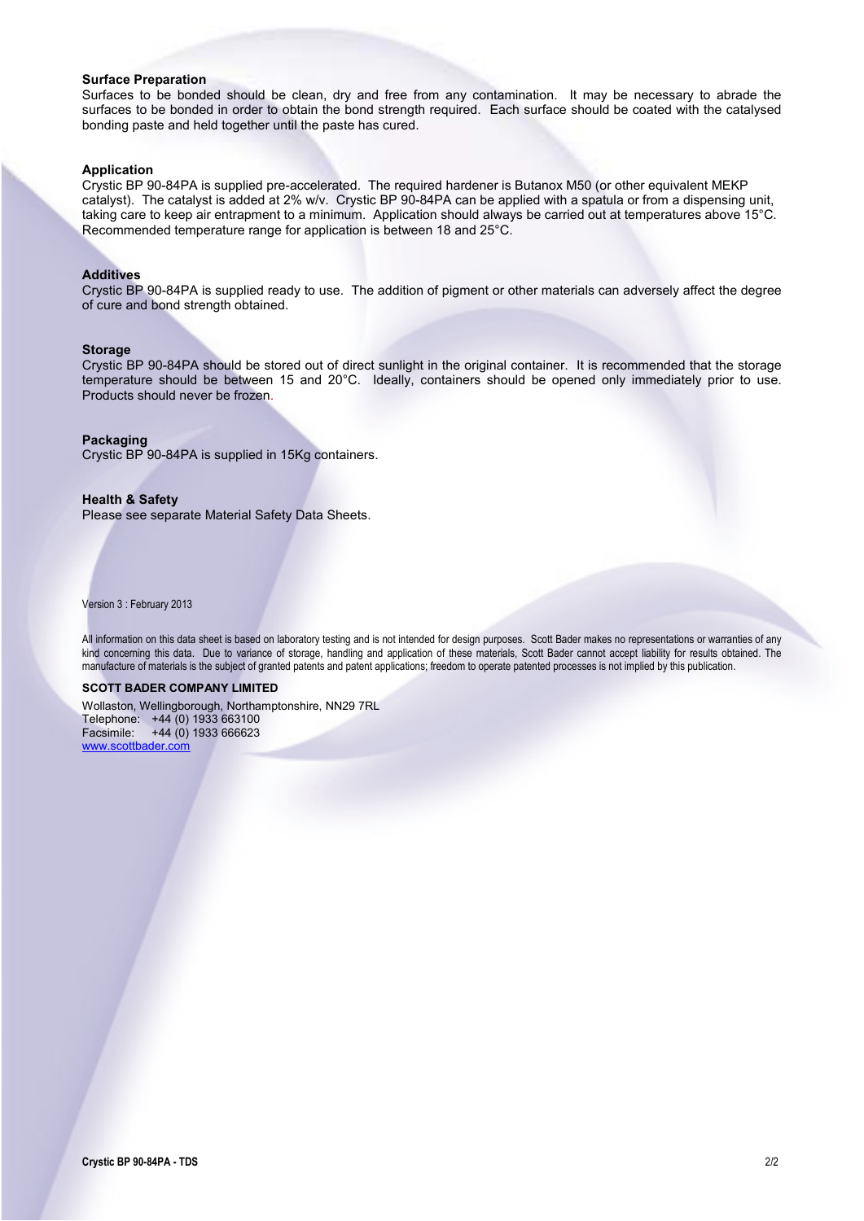## Surface Preparation

Surfaces to be bonded should be clean, dry and free from any contamination. It may be necessary to abrade the surfaces to be bonded in order to obtain the bond strength required. Each surface should be coated with the catalysed bonding paste and held together until the paste has cured.

## Application

Crystic BP 90-84PA is supplied pre-accelerated. The required hardener is Butanox M50 (or other equivalent MEKP catalyst). The catalyst is added at 2% w/v. Crystic BP 90-84PA can be applied with a spatula or from a dispensing unit, taking care to keep air entrapment to a minimum. Application should always be carried out at temperatures above 15°C. Recommended temperature range for application is between 18 and 25°C.

## Additives

Crystic BP 90-84PA is supplied ready to use. The addition of pigment or other materials can adversely affect the degree of cure and bond strength obtained.

## Storage

Crystic BP 90-84PA should be stored out of direct sunlight in the original container. It is recommended that the storage temperature should be between 15 and 20°C. Ideally, containers should be opened only immediately prior to use. Products should never be frozen.

## Packaging

Crystic BP 90-84PA is supplied in 15Kg containers.

## Health & Safety

Please see separate Material Safety Data Sheets.

Version 3 : February 2013

All information on this data sheet is based on laboratory testing and is not intended for design purposes. Scott Bader makes no representations or warranties of any kind concerning this data. Due to variance of storage, handling and application of these materials, Scott Bader cannot accept liability for results obtained. The manufacture of materials is the subject of granted patents and patent applications; freedom to operate patented processes is not implied by this publication.

**SCOTT BADER COMPANY LIMITED**

Wollaston, Wellingborough, Northamptonshire, NN29 7RL
Telephone: +44 (0) 1933 663100
Facsimile: +44 (0) 1933 666623
www.scottbader.com